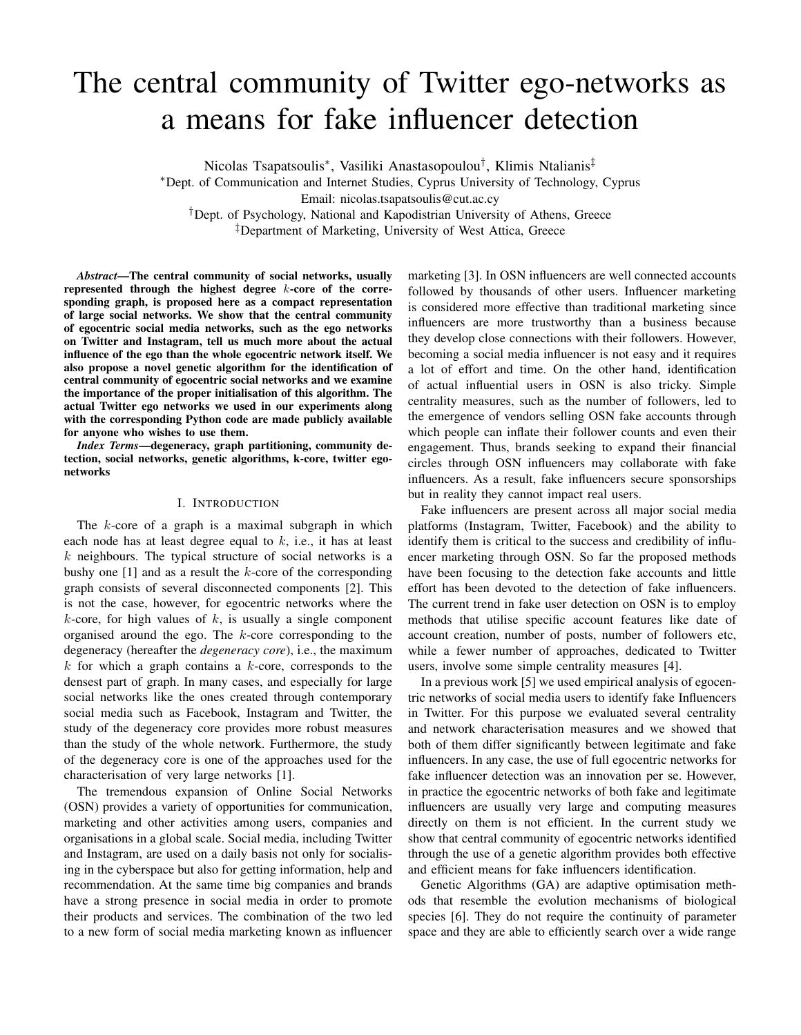# The central community of Twitter ego-networks as a means for fake influencer detection

Nicolas Tsapatsoulis*, Vasiliki Anastasopoulou[†], Klimis Ntalianis[‡]

*Dept. of Communication and Internet Studies, Cyprus University of Technology, Cyprus
Email: nicolas.tsapatsoulis@cut.ac.cy

[†]Dept. of Psychology, National and Kapodistrian University of Athens, Greece

[‡]Department of Marketing, University of West Attica, Greece

***Abstract*—The central community of social networks, usually represented through the highest degree $k$-core of the corresponding graph, is proposed here as a compact representation of large social networks. We show that the central community of egocentric social media networks, such as the ego networks on Twitter and Instagram, tell us much more about the actual influence of the ego than the whole egocentric network itself. We also propose a novel genetic algorithm for the identification of central community of egocentric social networks and we examine the importance of the proper initialisation of this algorithm. The actual Twitter ego networks we used in our experiments along with the corresponding Python code are made publicly available for anyone who wishes to use them.**

***Index Terms*—degeneracy, graph partitioning, community detection, social networks, genetic algorithms, k-core, twitter ego-networks**

## I. Introduction

The $k$-core of a graph is a maximal subgraph in which each node has at least degree equal to $k$, i.e., it has at least $k$ neighbours. The typical structure of social networks is a bushy one [1] and as a result the $k$-core of the corresponding graph consists of several disconnected components [2]. This is not the case, however, for egocentric networks where the $k$-core, for high values of $k$, is usually a single component organised around the ego. The $k$-core corresponding to the degeneracy (hereafter the *degeneracy core*), i.e., the maximum $k$ for which a graph contains a $k$-core, corresponds to the densest part of graph. In many cases, and especially for large social networks like the ones created through contemporary social media such as Facebook, Instagram and Twitter, the study of the degeneracy core provides more robust measures than the study of the whole network. Furthermore, the study of the degeneracy core is one of the approaches used for the characterisation of very large networks [1].

The tremendous expansion of Online Social Networks (OSN) provides a variety of opportunities for communication, marketing and other activities among users, companies and organisations in a global scale. Social media, including Twitter and Instagram, are used on a daily basis not only for socialising in the cyberspace but also for getting information, help and recommendation. At the same time big companies and brands have a strong presence in social media in order to promote their products and services. The combination of the two led to a new form of social media marketing known as influencer marketing [3]. In OSN influencers are well connected accounts followed by thousands of other users. Influencer marketing is considered more effective than traditional marketing since influencers are more trustworthy than a business because they develop close connections with their followers. However, becoming a social media influencer is not easy and it requires a lot of effort and time. On the other hand, identification of actual influential users in OSN is also tricky. Simple centrality measures, such as the number of followers, led to the emergence of vendors selling OSN fake accounts through which people can inflate their follower counts and even their engagement. Thus, brands seeking to expand their financial circles through OSN influencers may collaborate with fake influencers. As a result, fake influencers secure sponsorships but in reality they cannot impact real users.

Fake influencers are present across all major social media platforms (Instagram, Twitter, Facebook) and the ability to identify them is critical to the success and credibility of influencer marketing through OSN. So far the proposed methods have been focusing to the detection fake accounts and little effort has been devoted to the detection of fake influencers. The current trend in fake user detection on OSN is to employ methods that utilise specific account features like date of account creation, number of posts, number of followers etc, while a fewer number of approaches, dedicated to Twitter users, involve some simple centrality measures [4].

In a previous work [5] we used empirical analysis of egocentric networks of social media users to identify fake Influencers in Twitter. For this purpose we evaluated several centrality and network characterisation measures and we showed that both of them differ significantly between legitimate and fake influencers. In any case, the use of full egocentric networks for fake influencer detection was an innovation per se. However, in practice the egocentric networks of both fake and legitimate influencers are usually very large and computing measures directly on them is not efficient. In the current study we show that central community of egocentric networks identified through the use of a genetic algorithm provides both effective and efficient means for fake influencers identification.

Genetic Algorithms (GA) are adaptive optimisation methods that resemble the evolution mechanisms of biological species [6]. They do not require the continuity of parameter space and they are able to efficiently search over a wide range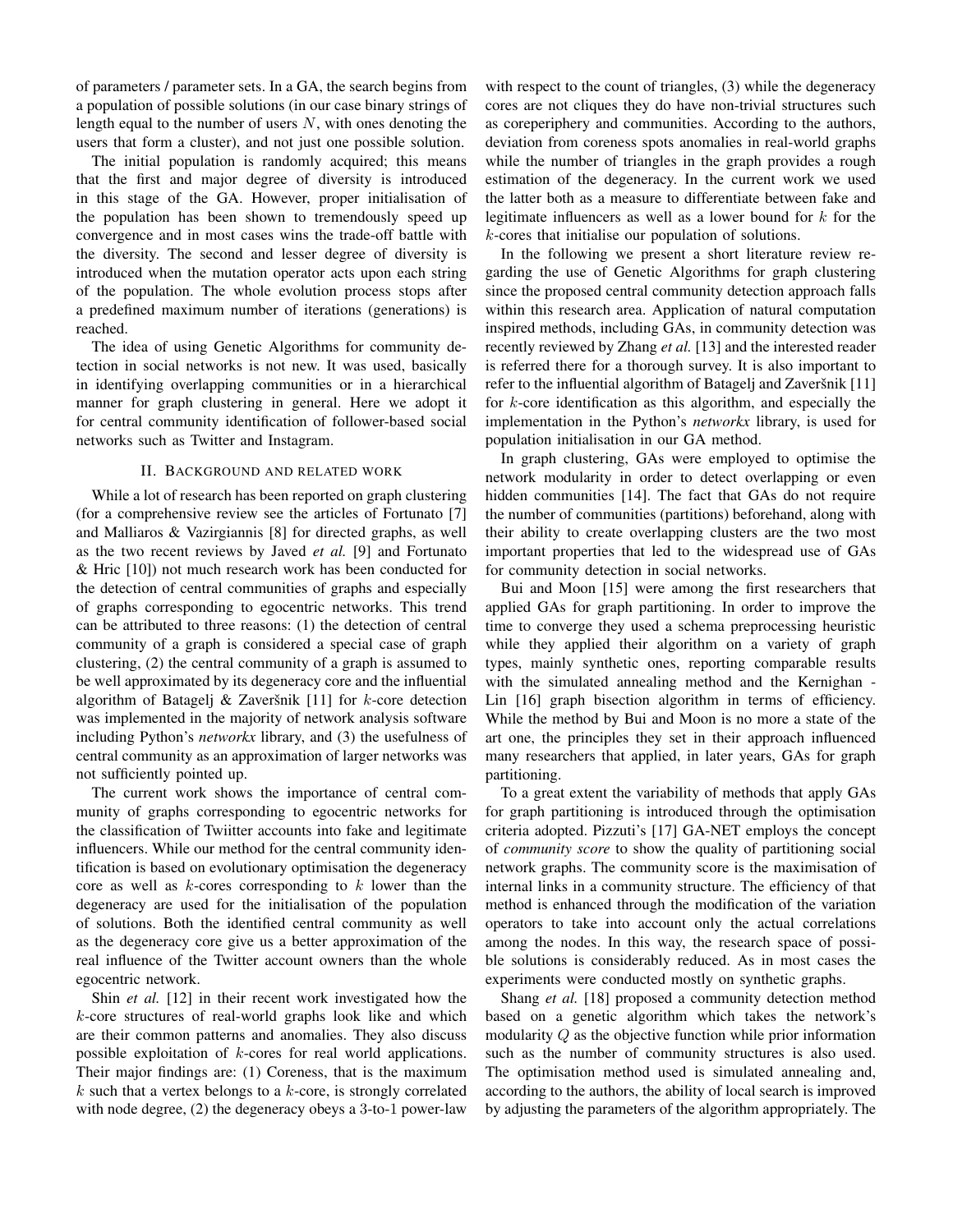of parameters / parameter sets. In a GA, the search begins from a population of possible solutions (in our case binary strings of length equal to the number of users $N$, with ones denoting the users that form a cluster), and not just one possible solution.

The initial population is randomly acquired; this means that the first and major degree of diversity is introduced in this stage of the GA. However, proper initialisation of the population has been shown to tremendously speed up convergence and in most cases wins the trade-off battle with the diversity. The second and lesser degree of diversity is introduced when the mutation operator acts upon each string of the population. The whole evolution process stops after a predefined maximum number of iterations (generations) is reached.

The idea of using Genetic Algorithms for community detection in social networks is not new. It was used, basically in identifying overlapping communities or in a hierarchical manner for graph clustering in general. Here we adopt it for central community identification of follower-based social networks such as Twitter and Instagram.

## II. Background and related work

While a lot of research has been reported on graph clustering (for a comprehensive review see the articles of Fortunato [7] and Malliaros & Vazirgiannis [8] for directed graphs, as well as the two recent reviews by Javed *et al.* [9] and Fortunato & Hric [10]) not much research work has been conducted for the detection of central communities of graphs and especially of graphs corresponding to egocentric networks. This trend can be attributed to three reasons: (1) the detection of central community of a graph is considered a special case of graph clustering, (2) the central community of a graph is assumed to be well approximated by its degeneracy core and the influential algorithm of Batagelj & Zaveršnik [11] for $k$-core detection was implemented in the majority of network analysis software including Python's *networkx* library, and (3) the usefulness of central community as an approximation of larger networks was not sufficiently pointed up.

The current work shows the importance of central community of graphs corresponding to egocentric networks for the classification of Twiitter accounts into fake and legitimate influencers. While our method for the central community identification is based on evolutionary optimisation the degeneracy core as well as $k$-cores corresponding to $k$ lower than the degeneracy are used for the initialisation of the population of solutions. Both the identified central community as well as the degeneracy core give us a better approximation of the real influence of the Twitter account owners than the whole egocentric network.

Shin *et al.* [12] in their recent work investigated how the $k$-core structures of real-world graphs look like and which are their common patterns and anomalies. They also discuss possible exploitation of $k$-cores for real world applications. Their major findings are: (1) Coreness, that is the maximum $k$ such that a vertex belongs to a $k$-core, is strongly correlated with node degree, (2) the degeneracy obeys a 3-to-1 power-law with respect to the count of triangles, (3) while the degeneracy cores are not cliques they do have non-trivial structures such as coreperiphery and communities. According to the authors, deviation from coreness spots anomalies in real-world graphs while the number of triangles in the graph provides a rough estimation of the degeneracy. In the current work we used the latter both as a measure to differentiate between fake and legitimate influencers as well as a lower bound for $k$ for the $k$-cores that initialise our population of solutions.

In the following we present a short literature review regarding the use of Genetic Algorithms for graph clustering since the proposed central community detection approach falls within this research area. Application of natural computation inspired methods, including GAs, in community detection was recently reviewed by Zhang *et al.* [13] and the interested reader is referred there for a thorough survey. It is also important to refer to the influential algorithm of Batagelj and Zaveršnik [11] for $k$-core identification as this algorithm, and especially the implementation in the Python's *networkx* library, is used for population initialisation in our GA method.

In graph clustering, GAs were employed to optimise the network modularity in order to detect overlapping or even hidden communities [14]. The fact that GAs do not require the number of communities (partitions) beforehand, along with their ability to create overlapping clusters are the two most important properties that led to the widespread use of GAs for community detection in social networks.

Bui and Moon [15] were among the first researchers that applied GAs for graph partitioning. In order to improve the time to converge they used a schema preprocessing heuristic while they applied their algorithm on a variety of graph types, mainly synthetic ones, reporting comparable results with the simulated annealing method and the Kernighan - Lin [16] graph bisection algorithm in terms of efficiency. While the method by Bui and Moon is no more a state of the art one, the principles they set in their approach influenced many researchers that applied, in later years, GAs for graph partitioning.

To a great extent the variability of methods that apply GAs for graph partitioning is introduced through the optimisation criteria adopted. Pizzuti's [17] GA-NET employs the concept of *community score* to show the quality of partitioning social network graphs. The community score is the maximisation of internal links in a community structure. The efficiency of that method is enhanced through the modification of the variation operators to take into account only the actual correlations among the nodes. In this way, the research space of possible solutions is considerably reduced. As in most cases the experiments were conducted mostly on synthetic graphs.

Shang *et al.* [18] proposed a community detection method based on a genetic algorithm which takes the network's modularity $Q$ as the objective function while prior information such as the number of community structures is also used. The optimisation method used is simulated annealing and, according to the authors, the ability of local search is improved by adjusting the parameters of the algorithm appropriately. The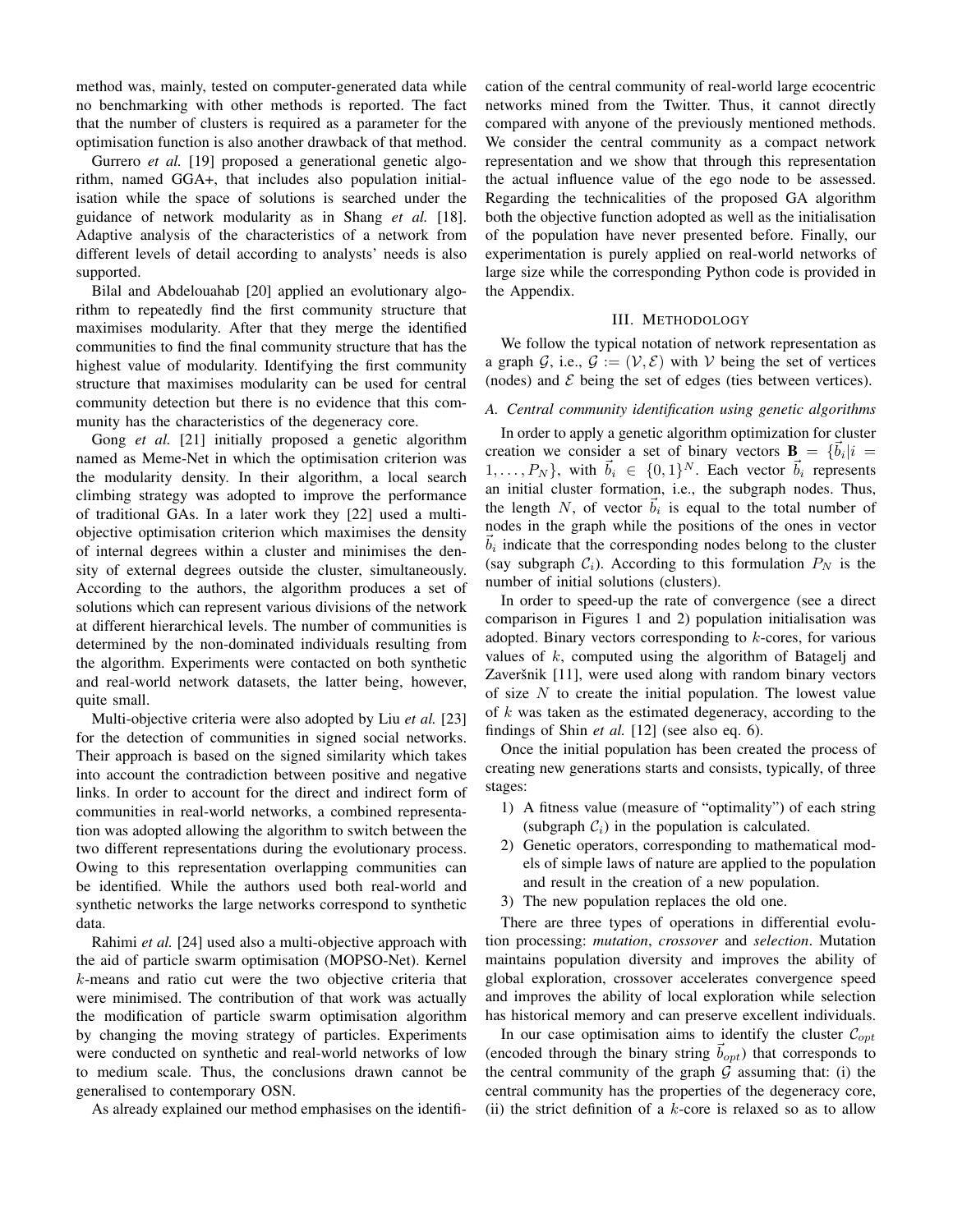method was, mainly, tested on computer-generated data while no benchmarking with other methods is reported. The fact that the number of clusters is required as a parameter for the optimisation function is also another drawback of that method.

Gurrero *et al.* [19] proposed a generational genetic algorithm, named GGA+, that includes also population initialisation while the space of solutions is searched under the guidance of network modularity as in Shang *et al.* [18]. Adaptive analysis of the characteristics of a network from different levels of detail according to analysts' needs is also supported.

Bilal and Abdelouahab [20] applied an evolutionary algorithm to repeatedly find the first community structure that maximises modularity. After that they merge the identified communities to find the final community structure that has the highest value of modularity. Identifying the first community structure that maximises modularity can be used for central community detection but there is no evidence that this community has the characteristics of the degeneracy core.

Gong *et al.* [21] initially proposed a genetic algorithm named as Meme-Net in which the optimisation criterion was the modularity density. In their algorithm, a local search climbing strategy was adopted to improve the performance of traditional GAs. In a later work they [22] used a multi-objective optimisation criterion which maximises the density of internal degrees within a cluster and minimises the density of external degrees outside the cluster, simultaneously. According to the authors, the algorithm produces a set of solutions which can represent various divisions of the network at different hierarchical levels. The number of communities is determined by the non-dominated individuals resulting from the algorithm. Experiments were contacted on both synthetic and real-world network datasets, the latter being, however, quite small.

Multi-objective criteria were also adopted by Liu *et al.* [23] for the detection of communities in signed social networks. Their approach is based on the signed similarity which takes into account the contradiction between positive and negative links. In order to account for the direct and indirect form of communities in real-world networks, a combined representation was adopted allowing the algorithm to switch between the two different representations during the evolutionary process. Owing to this representation overlapping communities can be identified. While the authors used both real-world and synthetic networks the large networks correspond to synthetic data.

Rahimi *et al.* [24] used also a multi-objective approach with the aid of particle swarm optimisation (MOPSO-Net). Kernel $k$-means and ratio cut were the two objective criteria that were minimised. The contribution of that work was actually the modification of particle swarm optimisation algorithm by changing the moving strategy of particles. Experiments were conducted on synthetic and real-world networks of low to medium scale. Thus, the conclusions drawn cannot be generalised to contemporary OSN.

As already explained our method emphasises on the identification of the central community of real-world large ecocentric networks mined from the Twitter. Thus, it cannot directly compared with anyone of the previously mentioned methods. We consider the central community as a compact network representation and we show that through this representation the actual influence value of the ego node to be assessed. Regarding the technicalities of the proposed GA algorithm both the objective function adopted as well as the initialisation of the population have never presented before. Finally, our experimentation is purely applied on real-world networks of large size while the corresponding Python code is provided in the Appendix.

## III. Methodology

We follow the typical notation of network representation as a graph $\mathcal{G}$, i.e., $\mathcal{G} := (\mathcal{V}, \mathcal{E})$ with $\mathcal{V}$ being the set of vertices (nodes) and $\mathcal{E}$ being the set of edges (ties between vertices).

### A. Central community identification using genetic algorithms

In order to apply a genetic algorithm optimization for cluster creation we consider a set of binary vectors $\mathbf{B} = \{\vec{b}_i | i = 1, \ldots, P_N\}$, with $\vec{b}_i \in \{0, 1\}^N$. Each vector $\vec{b}_i$ represents an initial cluster formation, i.e., the subgraph nodes. Thus, the length $N$, of vector $\vec{b}_i$ is equal to the total number of nodes in the graph while the positions of the ones in vector $\vec{b}_i$ indicate that the corresponding nodes belong to the cluster (say subgraph $\mathcal{C}_i$). According to this formulation $P_N$ is the number of initial solutions (clusters).

In order to speed-up the rate of convergence (see a direct comparison in Figures 1 and 2) population initialisation was adopted. Binary vectors corresponding to $k$-cores, for various values of $k$, computed using the algorithm of Batagelj and Zaveršnik [11], were used along with random binary vectors of size $N$ to create the initial population. The lowest value of $k$ was taken as the estimated degeneracy, according to the findings of Shin *et al.* [12] (see also eq. 6).

Once the initial population has been created the process of creating new generations starts and consists, typically, of three stages:

1) A fitness value (measure of "optimality") of each string (subgraph $\mathcal{C}_i$) in the population is calculated.
2) Genetic operators, corresponding to mathematical models of simple laws of nature are applied to the population and result in the creation of a new population.
3) The new population replaces the old one.

There are three types of operations in differential evolution processing: *mutation*, *crossover* and *selection*. Mutation maintains population diversity and improves the ability of global exploration, crossover accelerates convergence speed and improves the ability of local exploration while selection has historical memory and can preserve excellent individuals.

In our case optimisation aims to identify the cluster $\mathcal{C}_{opt}$ (encoded through the binary string $\vec{b}_{opt}$) that corresponds to the central community of the graph $\mathcal{G}$ assuming that: (i) the central community has the properties of the degeneracy core, (ii) the strict definition of a $k$-core is relaxed so as to allow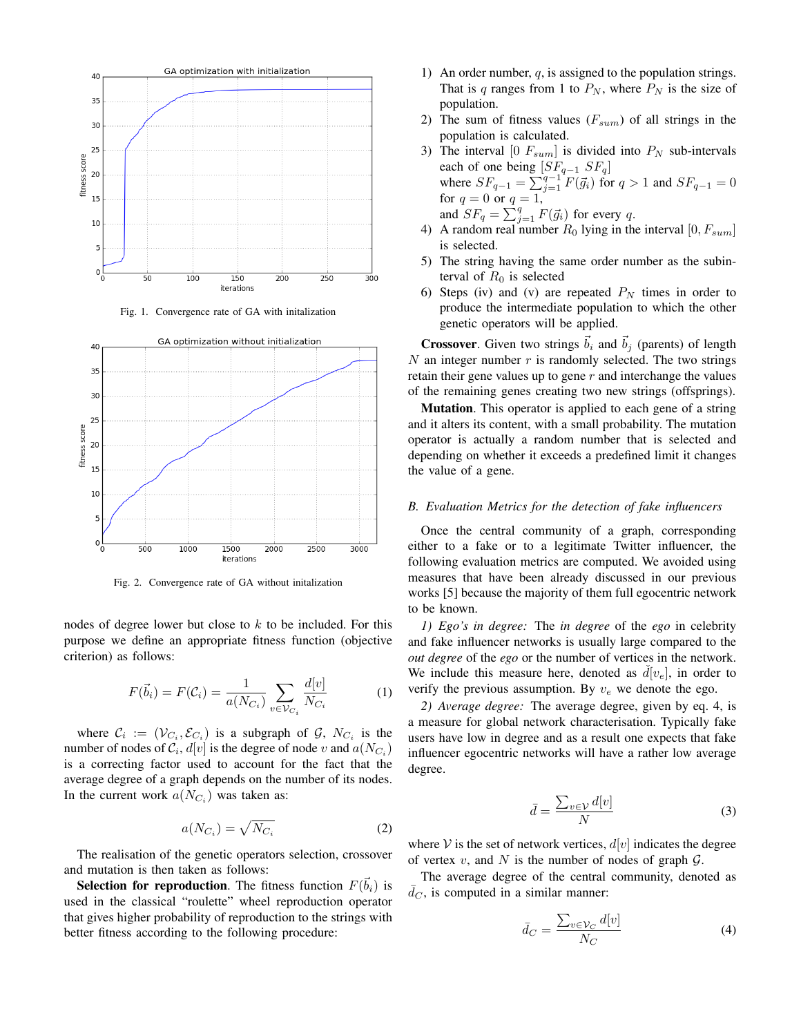Fig. 1. Convergence rate of GA with initalization

Fig. 2. Convergence rate of GA without initalization

nodes of degree lower but close to $k$ to be included. For this purpose we define an appropriate fitness function (objective criterion) as follows:

$$F(\vec{b}_i) = F(\mathcal{C}_i) = \frac{1}{a(N_{C_i})} \sum_{v \in \mathcal{V}_{C_i}} \frac{d[v]}{N_{C_i}} \quad (1)$$

where $\mathcal{C}_i := (\mathcal{V}_{C_i}, \mathcal{E}_{C_i})$ is a subgraph of $\mathcal{G}$, $N_{C_i}$ is the number of nodes of $\mathcal{C}_i$, $d[v]$ is the degree of node $v$ and $a(N_{C_i})$ is a correcting factor used to account for the fact that the average degree of a graph depends on the number of its nodes. In the current work $a(N_{C_i})$ was taken as:

$$a(N_{C_i}) = \sqrt{N_{C_i}} \quad (2)$$

The realisation of the genetic operators selection, crossover and mutation is then taken as follows:

**Selection for reproduction**. The fitness function $F(\vec{b}_i)$ is used in the classical "roulette" wheel reproduction operator that gives higher probability of reproduction to the strings with better fitness according to the following procedure:

1) An order number, $q$, is assigned to the population strings. That is $q$ ranges from 1 to $P_N$, where $P_N$ is the size of population.
2) The sum of fitness values ($F_{sum}$) of all strings in the population is calculated.
3) The interval $[0 \ F_{sum}]$ is divided into $P_N$ sub-intervals each of one being $[SF_{q-1} \ SF_q]$ where $SF_{q-1} = \sum_{j=1}^{q-1} F(\vec{g}_i)$ for $q > 1$ and $SF_{q-1} = 0$ for $q = 0$ or $q = 1$, and $SF_q = \sum_{j=1}^{q} F(\vec{g}_i)$ for every $q$.
4) A random real number $R_0$ lying in the interval $[0, F_{sum}]$ is selected.
5) The string having the same order number as the subinterval of $R_0$ is selected
6) Steps (iv) and (v) are repeated $P_N$ times in order to produce the intermediate population to which the other genetic operators will be applied.

**Crossover**. Given two strings $\vec{b}_i$ and $\vec{b}_j$ (parents) of length $N$ an integer number $r$ is randomly selected. The two strings retain their gene values up to gene $r$ and interchange the values of the remaining genes creating two new strings (offsprings).

**Mutation**. This operator is applied to each gene of a string and it alters its content, with a small probability. The mutation operator is actually a random number that is selected and depending on whether it exceeds a predefined limit it changes the value of a gene.

### *B. Evaluation Metrics for the detection of fake influencers*

Once the central community of a graph, corresponding either to a fake or to a legitimate Twitter influencer, the following evaluation metrics are computed. We avoided using measures that have been already discussed in our previous works [5] because the majority of them full egocentric network to be known.

*1) Ego's in degree:* The *in degree* of the *ego* in celebrity and fake influencer networks is usually large compared to the *out degree* of the *ego* or the number of vertices in the network. We include this measure here, denoted as $\check{d}[v_e]$, in order to verify the previous assumption. By $v_e$ we denote the ego.

*2) Average degree:* The average degree, given by eq. 4, is a measure for global network characterisation. Typically fake users have low in degree and as a result one expects that fake influencer egocentric networks will have a rather low average degree.

$$\bar{d} = \frac{\sum_{v \in \mathcal{V}} d[v]}{N} \quad (3)$$

where $\mathcal{V}$ is the set of network vertices, $d[v]$ indicates the degree of vertex $v$, and $N$ is the number of nodes of graph $\mathcal{G}$.

The average degree of the central community, denoted as $\bar{d}_C$, is computed in a similar manner:

$$\bar{d}_C = \frac{\sum_{v \in \mathcal{V}_C} d[v]}{N_C} \quad (4)$$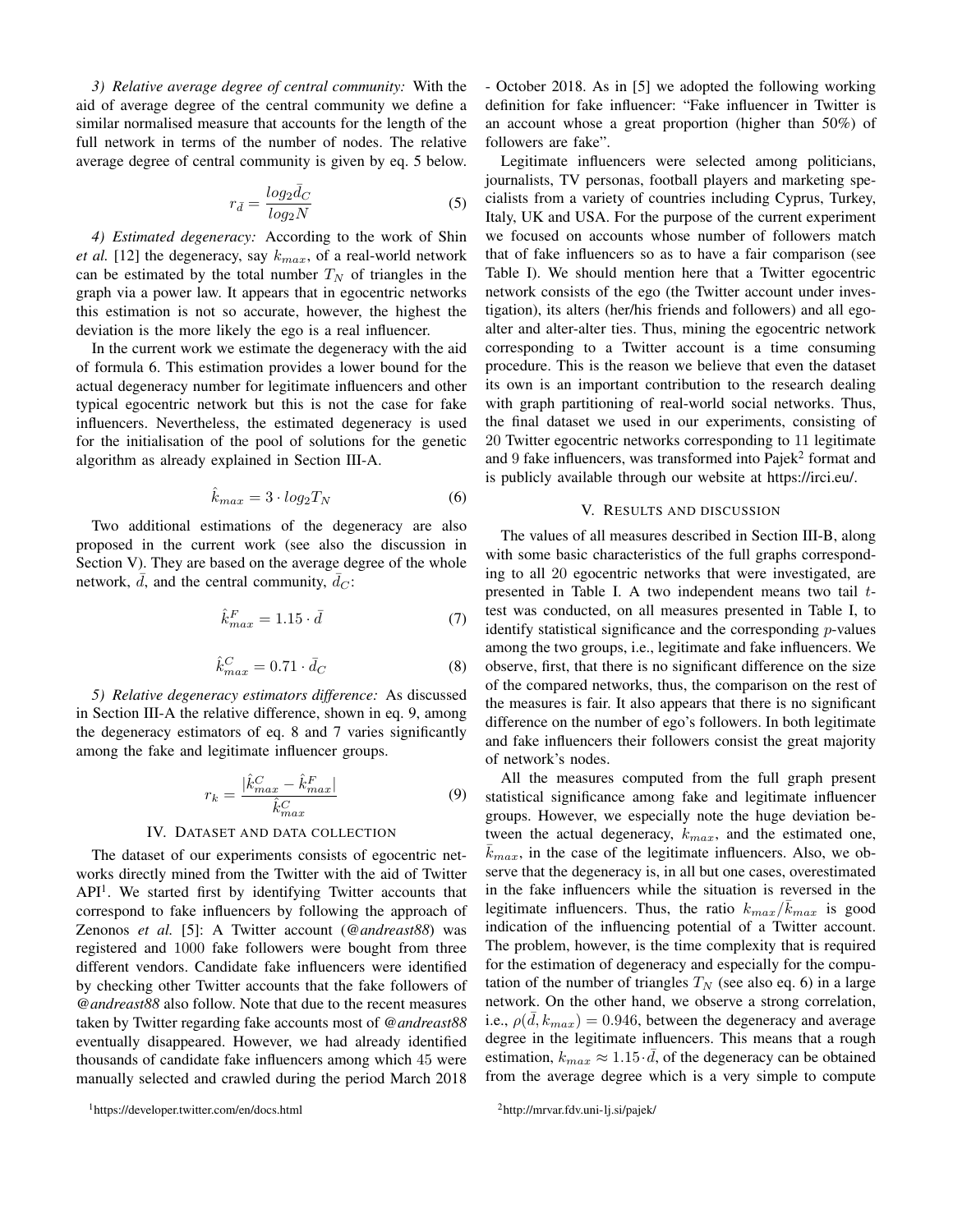*3) Relative average degree of central community:* With the aid of average degree of the central community we define a similar normalised measure that accounts for the length of the full network in terms of the number of nodes. The relative average degree of central community is given by eq. 5 below.

$$r_{\bar{d}} = \frac{log_2 \bar{d}_C}{log_2 N} \tag{5}$$

*4) Estimated degeneracy:* According to the work of Shin *et al.* [12] the degeneracy, say $k_{max}$, of a real-world network can be estimated by the total number $T_N$ of triangles in the graph via a power law. It appears that in egocentric networks this estimation is not so accurate, however, the highest the deviation is the more likely the ego is a real influencer.

In the current work we estimate the degeneracy with the aid of formula 6. This estimation provides a lower bound for the actual degeneracy number for legitimate influencers and other typical egocentric network but this is not the case for fake influencers. Nevertheless, the estimated degeneracy is used for the initialisation of the pool of solutions for the genetic algorithm as already explained in Section III-A.

$$\hat{k}_{max} = 3 \cdot log_2 T_N \tag{6}$$

Two additional estimations of the degeneracy are also proposed in the current work (see also the discussion in Section V). They are based on the average degree of the whole network, $\bar{d}$, and the central community, $\bar{d}_C$:

$$\hat{k}^F_{max} = 1.15 \cdot \bar{d} \tag{7}$$

$$\hat{k}^C_{max} = 0.71 \cdot \bar{d}_C \tag{8}$$

*5) Relative degeneracy estimators difference:* As discussed in Section III-A the relative difference, shown in eq. 9, among the degeneracy estimators of eq. 8 and 7 varies significantly among the fake and legitimate influencer groups.

$$r_k = \frac{|\hat{k}^C_{max} - \hat{k}^F_{max}|}{\hat{k}^C_{max}} \tag{9}$$

## IV. Dataset and data collection

The dataset of our experiments consists of egocentric networks directly mined from the Twitter with the aid of Twitter API[1]. We started first by identifying Twitter accounts that correspond to fake influencers by following the approach of Zenonos *et al.* [5]: A Twitter account (*@andreast88*) was registered and 1000 fake followers were bought from three different vendors. Candidate fake influencers were identified by checking other Twitter accounts that the fake followers of *@andreast88* also follow. Note that due to the recent measures taken by Twitter regarding fake accounts most of *@andreast88* eventually disappeared. However, we had already identified thousands of candidate fake influencers among which 45 were manually selected and crawled during the period March 2018 - October 2018. As in [5] we adopted the following working definition for fake influencer: "Fake influencer in Twitter is an account whose a great proportion (higher than 50%) of followers are fake".

Legitimate influencers were selected among politicians, journalists, TV personas, football players and marketing specialists from a variety of countries including Cyprus, Turkey, Italy, UK and USA. For the purpose of the current experiment we focused on accounts whose number of followers match that of fake influencers so as to have a fair comparison (see Table I). We should mention here that a Twitter egocentric network consists of the ego (the Twitter account under investigation), its alters (her/his friends and followers) and all ego-alter and alter-alter ties. Thus, mining the egocentric network corresponding to a Twitter account is a time consuming procedure. This is the reason we believe that even the dataset its own is an important contribution to the research dealing with graph partitioning of real-world social networks. Thus, the final dataset we used in our experiments, consisting of 20 Twitter egocentric networks corresponding to 11 legitimate and 9 fake influencers, was transformed into Pajek[2] format and is publicly available through our website at https://irci.eu/.

## V. Results and discussion

The values of all measures described in Section III-B, along with some basic characteristics of the full graphs corresponding to all 20 egocentric networks that were investigated, are presented in Table I. A two independent means two tail $t$-test was conducted, on all measures presented in Table I, to identify statistical significance and the corresponding $p$-values among the two groups, i.e., legitimate and fake influencers. We observe, first, that there is no significant difference on the size of the compared networks, thus, the comparison on the rest of the measures is fair. It also appears that there is no significant difference on the number of ego's followers. In both legitimate and fake influencers their followers consist the great majority of network's nodes.

All the measures computed from the full graph present statistical significance among fake and legitimate influencer groups. However, we especially note the huge deviation between the actual degeneracy, $k_{max}$, and the estimated one, $\bar{k}_{max}$, in the case of the legitimate influencers. Also, we observe that the degeneracy is, in all but one cases, overestimated in the fake influencers while the situation is reversed in the legitimate influencers. Thus, the ratio $k_{max}/\bar{k}_{max}$ is good indication of the influencing potential of a Twitter account. The problem, however, is the time complexity that is required for the estimation of degeneracy and especially for the computation of the number of triangles $T_N$ (see also eq. 6) in a large network. On the other hand, we observe a strong correlation, i.e., $\rho(\bar{d}, k_{max}) = 0.946$, between the degeneracy and average degree in the legitimate influencers. This means that a rough estimation, $k_{max} \approx 1.15 \cdot \bar{d}$, of the degeneracy can be obtained from the average degree which is a very simple to compute

[1] https://developer.twitter.com/en/docs.html

[2] http://mrvar.fdv.uni-lj.si/pajek/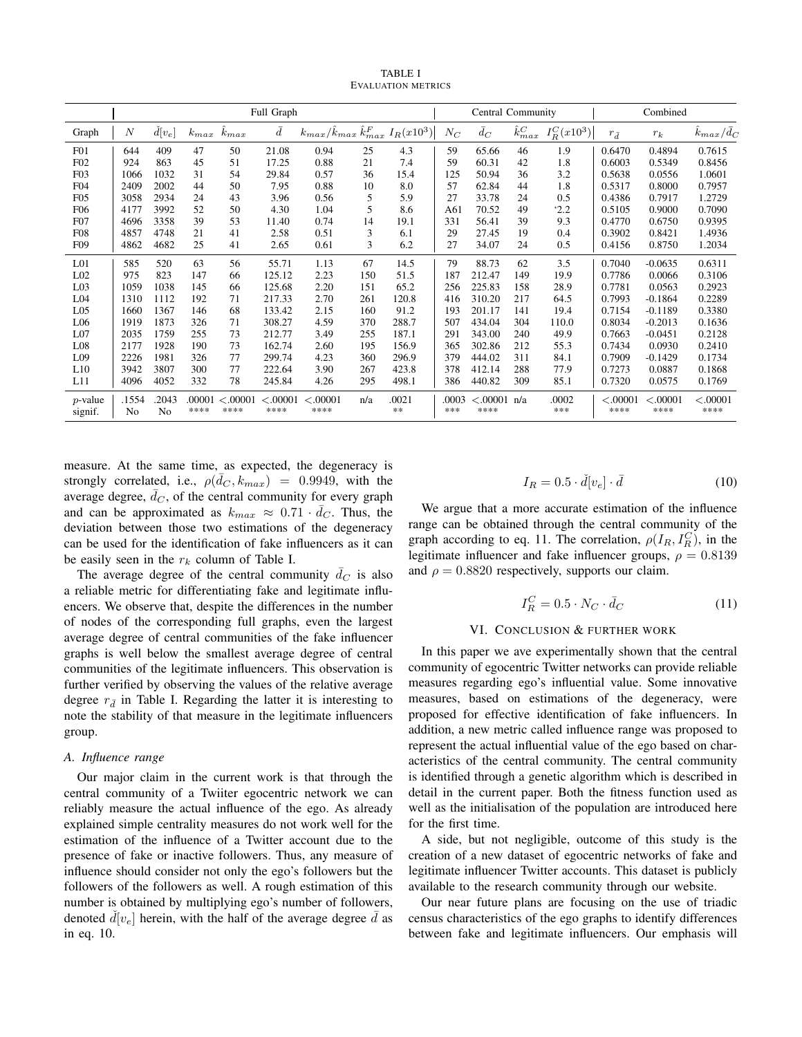TABLE I
EVALUATION METRICS

| | Full Graph | | | | | | | | Central Community | | | | Combined | | |
|---|---|---|---|---|---|---|---|---|---|---|---|---|---|---|---|
| Graph | $N$ | $\check{d}[v_e]$ | $k_{max}$ | $\hat{k}_{max}$ | $\bar{d}$ | $k_{max}/\hat{k}_{max}$ | $\hat{k}^F_{max}$ | $I_R(x10^3)$ | $N_C$ | $\bar{d}_C$ | $\hat{k}^C_{max}$ | $I^C_R(x10^3)$ | $r_{\bar{d}}$ | $r_k$ | $\hat{k}_{max}/\bar{d}_C$ |
| F01 | 644 | 409 | 47 | 50 | 21.08 | 0.94 | 25 | 4.3 | 59 | 65.66 | 46 | 1.9 | 0.6470 | 0.4894 | 0.7615 |
| F02 | 924 | 863 | 45 | 51 | 17.25 | 0.88 | 21 | 7.4 | 59 | 60.31 | 42 | 1.8 | 0.6003 | 0.5349 | 0.8456 |
| F03 | 1066 | 1032 | 31 | 54 | 29.84 | 0.57 | 36 | 15.4 | 125 | 50.94 | 36 | 3.2 | 0.5638 | 0.0556 | 1.0601 |
| F04 | 2409 | 2002 | 44 | 50 | 7.95 | 0.88 | 10 | 8.0 | 57 | 62.84 | 44 | 1.8 | 0.5317 | 0.8000 | 0.7957 |
| F05 | 3058 | 2934 | 24 | 43 | 3.96 | 0.56 | 5 | 5.9 | 27 | 33.78 | 24 | 0.5 | 0.4386 | 0.7917 | 1.2729 |
| F06 | 4177 | 3992 | 52 | 50 | 4.30 | 1.04 | 5 | 8.6 | A61 | 70.52 | 49 | '2.2 | 0.5105 | 0.9000 | 0.7090 |
| F07 | 4696 | 3358 | 39 | 53 | 11.40 | 0.74 | 14 | 19.1 | 331 | 56.41 | 39 | 9.3 | 0.4770 | 0.6750 | 0.9395 |
| F08 | 4857 | 4748 | 21 | 41 | 2.58 | 0.51 | 3 | 6.1 | 29 | 27.45 | 19 | 0.4 | 0.3902 | 0.8421 | 1.4936 |
| F09 | 4862 | 4682 | 25 | 41 | 2.65 | 0.61 | 3 | 6.2 | 27 | 34.07 | 24 | 0.5 | 0.4156 | 0.8750 | 1.2034 |
| L01 | 585 | 520 | 63 | 56 | 55.71 | 1.13 | 67 | 14.5 | 79 | 88.73 | 62 | 3.5 | 0.7040 | -0.0635 | 0.6311 |
| L02 | 975 | 823 | 147 | 66 | 125.12 | 2.23 | 150 | 51.5 | 187 | 212.47 | 149 | 19.9 | 0.7786 | 0.0066 | 0.3106 |
| L03 | 1059 | 1038 | 145 | 66 | 125.68 | 2.20 | 151 | 65.2 | 256 | 225.83 | 158 | 28.9 | 0.7781 | 0.0563 | 0.2923 |
| L04 | 1310 | 1112 | 192 | 71 | 217.33 | 2.70 | 261 | 120.8 | 416 | 310.20 | 217 | 64.5 | 0.7993 | -0.1864 | 0.2289 |
| L05 | 1660 | 1367 | 146 | 68 | 133.42 | 2.15 | 160 | 91.2 | 193 | 201.17 | 141 | 19.4 | 0.7154 | -0.1189 | 0.3380 |
| L06 | 1919 | 1873 | 326 | 71 | 308.27 | 4.59 | 370 | 288.7 | 507 | 434.04 | 304 | 110.0 | 0.8034 | -0.2013 | 0.1636 |
| L07 | 2035 | 1759 | 255 | 73 | 212.77 | 3.49 | 255 | 187.1 | 291 | 343.00 | 240 | 49.9 | 0.7663 | -0.0451 | 0.2128 |
| L08 | 2177 | 1928 | 190 | 73 | 162.74 | 2.60 | 195 | 156.9 | 365 | 302.86 | 212 | 55.3 | 0.7434 | 0.0930 | 0.2410 |
| L09 | 2226 | 1981 | 326 | 77 | 299.74 | 4.23 | 360 | 296.9 | 379 | 444.02 | 311 | 84.1 | 0.7909 | -0.1429 | 0.1734 |
| L10 | 3942 | 3807 | 300 | 77 | 222.64 | 3.90 | 267 | 423.8 | 378 | 412.14 | 288 | 77.9 | 0.7273 | 0.0887 | 0.1868 |
| L11 | 4096 | 4052 | 332 | 78 | 245.84 | 4.26 | 295 | 498.1 | 386 | 440.82 | 309 | 85.1 | 0.7320 | 0.0575 | 0.1769 |
| $p$-value | .1554 | .2043 | .00001 | <.00001 | <.00001 | <.00001 | n/a | .0021 | .0003 | <.00001 | n/a | .0002 | <.00001 | <.00001 | <.00001 |
| signif. | No | No | **** | **** | **** | **** | | ** | *** | **** | | *** | **** | **** | **** |

measure. At the same time, as expected, the degeneracy is strongly correlated, i.e., $\rho(\bar{d}_C, k_{max}) = 0.9949$, with the average degree, $\bar{d}_C$, of the central community for every graph and can be approximated as $k_{max} \approx 0.71 \cdot \bar{d}_C$. Thus, the deviation between those two estimations of the degeneracy can be used for the identification of fake influencers as it can be easily seen in the $r_k$ column of Table I.

The average degree of the central community $\bar{d}_C$ is also a reliable metric for differentiating fake and legitimate influencers. We observe that, despite the differences in the number of nodes of the corresponding full graphs, even the largest average degree of central communities of the fake influencer graphs is well below the smallest average degree of central communities of the legitimate influencers. This observation is further verified by observing the values of the relative average degree $r_{\bar{d}}$ in Table I. Regarding the latter it is interesting to note the stability of that measure in the legitimate influencers group.

### A. Influence range

Our major claim in the current work is that through the central community of a Twiiter egocentric network we can reliably measure the actual influence of the ego. As already explained simple centrality measures do not work well for the estimation of the influence of a Twitter account due to the presence of fake or inactive followers. Thus, any measure of influence should consider not only the ego's followers but the followers of the followers as well. A rough estimation of this number is obtained by multiplying ego's number of followers, denoted $\check{d}[v_e]$ herein, with the half of the average degree $\bar{d}$ as in eq. 10.

$$I_R = 0.5 \cdot \check{d}[v_e] \cdot \bar{d} \tag{10}$$

We argue that a more accurate estimation of the influence range can be obtained through the central community of the graph according to eq. 11. The correlation, $\rho(I_R, I^C_R)$, in the legitimate influencer and fake influencer groups, $\rho = 0.8139$ and $\rho = 0.8820$ respectively, supports our claim.

$$I^C_R = 0.5 \cdot N_C \cdot \bar{d}_C \tag{11}$$

## VI. Conclusion & Further Work

In this paper we ave experimentally shown that the central community of egocentric Twitter networks can provide reliable measures regarding ego's influential value. Some innovative measures, based on estimations of the degeneracy, were proposed for effective identification of fake influencers. In addition, a new metric called influence range was proposed to represent the actual influential value of the ego based on characteristics of the central community. The central community is identified through a genetic algorithm which is described in detail in the current paper. Both the fitness function used as well as the initialisation of the population are introduced here for the first time.

A side, but not negligible, outcome of this study is the creation of a new dataset of egocentric networks of fake and legitimate influencer Twitter accounts. This dataset is publicly available to the research community through our website.

Our near future plans are focusing on the use of triadic census characteristics of the ego graphs to identify differences between fake and legitimate influencers. Our emphasis will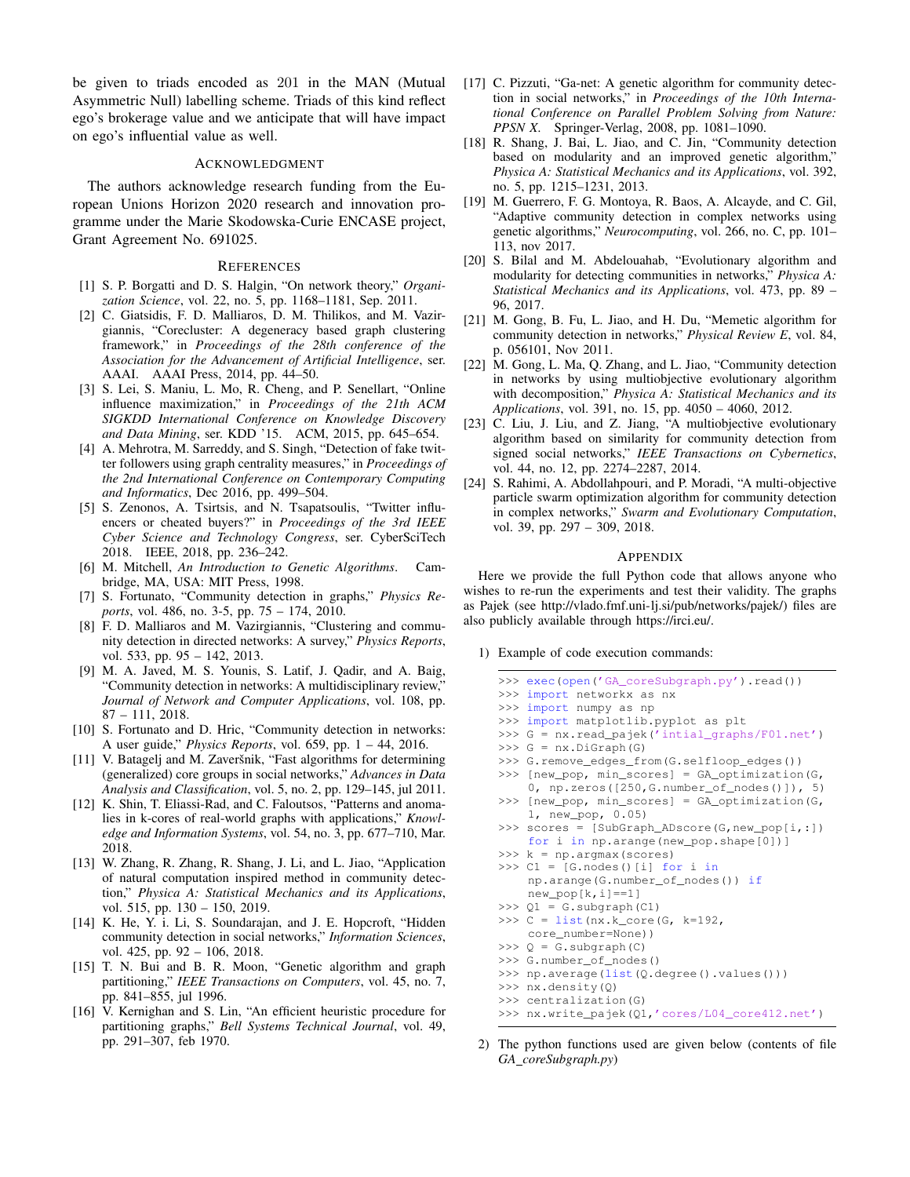be given to triads encoded as 201 in the MAN (Mutual Asymmetric Null) labelling scheme. Triads of this kind reflect ego's brokerage value and we anticipate that will have impact on ego's influential value as well.

## Acknowledgment

The authors acknowledge research funding from the European Unions Horizon 2020 research and innovation programme under the Marie Skodowska-Curie ENCASE project, Grant Agreement No. 691025.

## References

[1] S. P. Borgatti and D. S. Halgin, "On network theory," *Organization Science*, vol. 22, no. 5, pp. 1168–1181, Sep. 2011.

[2] C. Giatsidis, F. D. Malliaros, D. M. Thilikos, and M. Vazirgiannis, "Corecluster: A degeneracy based graph clustering framework," in *Proceedings of the 28th conference of the Association for the Advancement of Artificial Intelligence*, ser. AAAI. AAAI Press, 2014, pp. 44–50.

[3] S. Lei, S. Maniu, L. Mo, R. Cheng, and P. Senellart, "Online influence maximization," in *Proceedings of the 21th ACM SIGKDD International Conference on Knowledge Discovery and Data Mining*, ser. KDD '15. ACM, 2015, pp. 645–654.

[4] A. Mehrotra, M. Sarreddy, and S. Singh, "Detection of fake twitter followers using graph centrality measures," in *Proceedings of the 2nd International Conference on Contemporary Computing and Informatics*, Dec 2016, pp. 499–504.

[5] S. Zenonos, A. Tsirtsis, and N. Tsapatsoulis, "Twitter influencers or cheated buyers?" in *Proceedings of the 3rd IEEE Cyber Science and Technology Congress*, ser. CyberSciTech 2018. IEEE, 2018, pp. 236–242.

[6] M. Mitchell, *An Introduction to Genetic Algorithms*. Cambridge, MA, USA: MIT Press, 1998.

[7] S. Fortunato, "Community detection in graphs," *Physics Reports*, vol. 486, no. 3-5, pp. 75 – 174, 2010.

[8] F. D. Malliaros and M. Vazirgiannis, "Clustering and community detection in directed networks: A survey," *Physics Reports*, vol. 533, pp. 95 – 142, 2013.

[9] M. A. Javed, M. S. Younis, S. Latif, J. Qadir, and A. Baig, "Community detection in networks: A multidisciplinary review," *Journal of Network and Computer Applications*, vol. 108, pp. 87 – 111, 2018.

[10] S. Fortunato and D. Hric, "Community detection in networks: A user guide," *Physics Reports*, vol. 659, pp. 1 – 44, 2016.

[11] V. Batagelj and M. Zaveršnik, "Fast algorithms for determining (generalized) core groups in social networks," *Advances in Data Analysis and Classification*, vol. 5, no. 2, pp. 129–145, jul 2011.

[12] K. Shin, T. Eliassi-Rad, and C. Faloutsos, "Patterns and anomalies in k-cores of real-world graphs with applications," *Knowledge and Information Systems*, vol. 54, no. 3, pp. 677–710, Mar. 2018.

[13] W. Zhang, R. Zhang, R. Shang, J. Li, and L. Jiao, "Application of natural computation inspired method in community detection," *Physica A: Statistical Mechanics and its Applications*, vol. 515, pp. 130 – 150, 2019.

[14] K. He, Y. i. Li, S. Soundarajan, and J. E. Hopcroft, "Hidden community detection in social networks," *Information Sciences*, vol. 425, pp. 92 – 106, 2018.

[15] T. N. Bui and B. R. Moon, "Genetic algorithm and graph partitioning," *IEEE Transactions on Computers*, vol. 45, no. 7, pp. 841–855, jul 1996.

[16] V. Kernighan and S. Lin, "An efficient heuristic procedure for partitioning graphs," *Bell Systems Technical Journal*, vol. 49, pp. 291–307, feb 1970.

[17] C. Pizzuti, "Ga-net: A genetic algorithm for community detection in social networks," in *Proceedings of the 10th International Conference on Parallel Problem Solving from Nature: PPSN X*. Springer-Verlag, 2008, pp. 1081–1090.

[18] R. Shang, J. Bai, L. Jiao, and C. Jin, "Community detection based on modularity and an improved genetic algorithm," *Physica A: Statistical Mechanics and its Applications*, vol. 392, no. 5, pp. 1215–1231, 2013.

[19] M. Guerrero, F. G. Montoya, R. Baos, A. Alcayde, and C. Gil, "Adaptive community detection in complex networks using genetic algorithms," *Neurocomputing*, vol. 266, no. C, pp. 101–113, nov 2017.

[20] S. Bilal and M. Abdelouahab, "Evolutionary algorithm and modularity for detecting communities in networks," *Physica A: Statistical Mechanics and its Applications*, vol. 473, pp. 89 – 96, 2017.

[21] M. Gong, B. Fu, L. Jiao, and H. Du, "Memetic algorithm for community detection in networks," *Physical Review E*, vol. 84, p. 056101, Nov 2011.

[22] M. Gong, L. Ma, Q. Zhang, and L. Jiao, "Community detection in networks by using multiobjective evolutionary algorithm with decomposition," *Physica A: Statistical Mechanics and its Applications*, vol. 391, no. 15, pp. 4050 – 4060, 2012.

[23] C. Liu, J. Liu, and Z. Jiang, "A multiobjective evolutionary algorithm based on similarity for community detection from signed social networks," *IEEE Transactions on Cybernetics*, vol. 44, no. 12, pp. 2274–2287, 2014.

[24] S. Rahimi, A. Abdollahpouri, and P. Moradi, "A multi-objective particle swarm optimization algorithm for community detection in complex networks," *Swarm and Evolutionary Computation*, vol. 39, pp. 297 – 309, 2018.

## Appendix

Here we provide the full Python code that allows anyone who wishes to re-run the experiments and test their validity. The graphs as Pajek (see http://vlado.fmf.uni-lj.si/pub/networks/pajek/) files are also publicly available through https://irci.eu/.

1) Example of code execution commands:

```
>>> exec(open('GA_coreSubgraph.py').read())
>>> import networkx as nx
>>> import numpy as np
>>> import matplotlib.pyplot as plt
>>> G = nx.read_pajek('intial_graphs/F01.net')
>>> G = nx.DiGraph(G)
>>> G.remove_edges_from(G.selfloop_edges())
>>> [new_pop, min_scores] = GA_optimization(G,
    0, np.zeros([250,G.number_of_nodes()]), 5)
>>> [new_pop, min_scores] = GA_optimization(G,
    1, new_pop, 0.05)
>>> scores = [SubGraph_ADscore(G,new_pop[i,:])
    for i in np.arange(new_pop.shape[0])]
>>> k = np.argmax(scores)
>>> C1 = [G.nodes()[i] for i in
    np.arange(G.number_of_nodes()) if
    new_pop[k,i]==1]
>>> Q1 = G.subgraph(C1)
>>> C = list(nx.k_core(G, k=192,
    core_number=None))
>>> Q = G.subgraph(C)
>>> G.number_of_nodes()
>>> np.average(list(Q.degree().values()))
>>> nx.density(Q)
>>> centralization(G)
>>> nx.write_pajek(Q1,'cores/L04_core412.net')
```

2) The python functions used are given below (contents of file *GA_coreSubgraph.py*)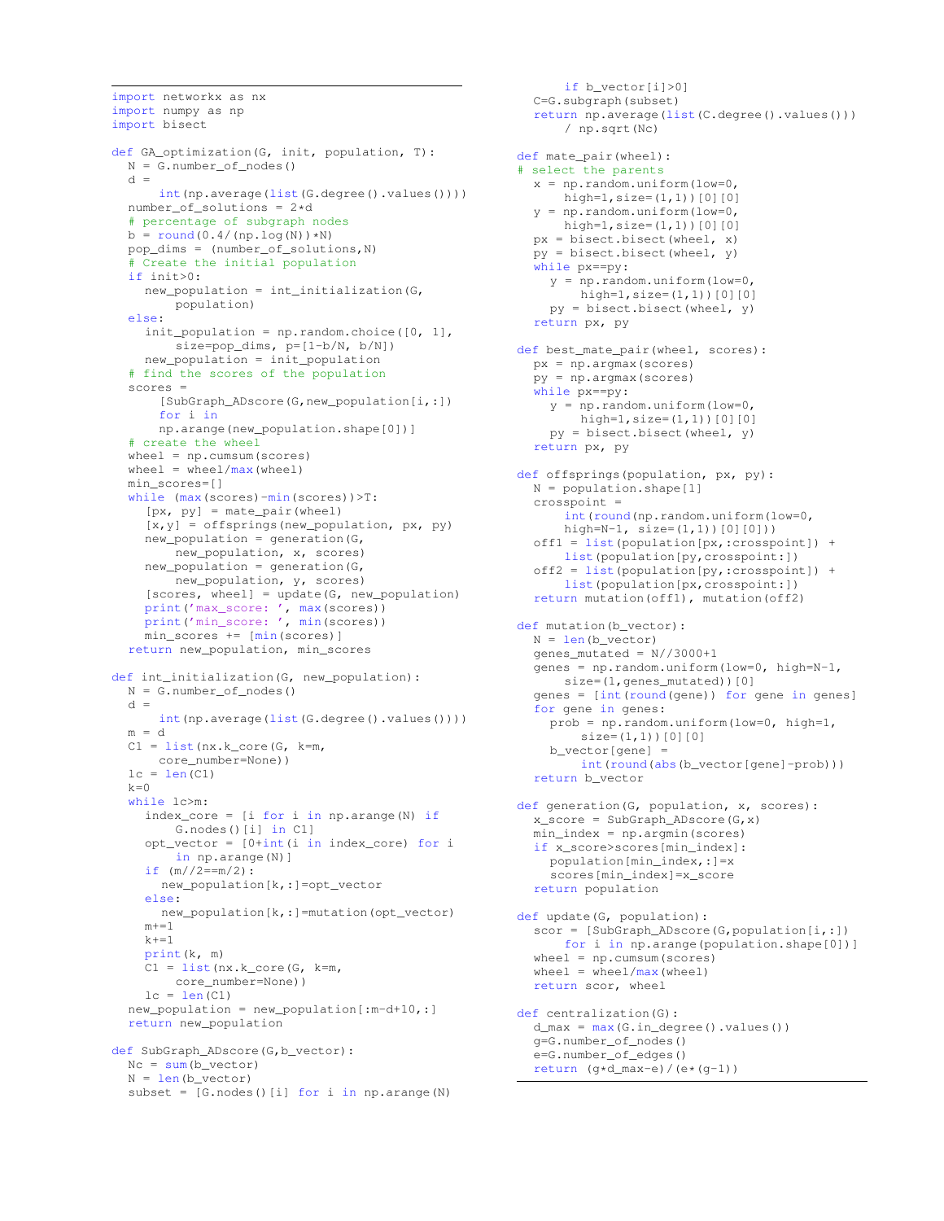```python
import networkx as nx
import numpy as np
import bisect

def GA_optimization(G, init, population, T):
  N = G.number_of_nodes()
  d =
      int(np.average(list(G.degree().values())))
  number_of_solutions = 2*d
  # percentage of subgraph nodes
  b = round(0.4/(np.log(N))*N)
  pop_dims = (number_of_solutions,N)
  # Create the initial population
  if init>0:
    new_population = int_initialization(G,
        population)
  else:
    init_population = np.random.choice([0, 1],
        size=pop_dims, p=[1-b/N, b/N])
    new_population = init_population
  # find the scores of the population
  scores =
      [SubGraph_ADscore(G,new_population[i,:])
      for i in
      np.arange(new_population.shape[0])]
  # create the wheel
  wheel = np.cumsum(scores)
  wheel = wheel/max(wheel)
  min_scores=[]
  while (max(scores)-min(scores))>T:
    [px, py] = mate_pair(wheel)
    [x,y] = offsprings(new_population, px, py)
    new_population = generation(G,
        new_population, x, scores)
    new_population = generation(G,
        new_population, y, scores)
    [scores, wheel] = update(G, new_population)
    print('max_score: ', max(scores))
    print('min_score: ', min(scores))
    min_scores += [min(scores)]
  return new_population, min_scores

def int_initialization(G, new_population):
  N = G.number_of_nodes()
  d =
      int(np.average(list(G.degree().values())))
  m = d
  C1 = list(nx.k_core(G, k=m,
      core_number=None))
  lc = len(C1)
  k=0
  while lc>m:
    index_core = [i for i in np.arange(N) if
        G.nodes()[i] in C1]
    opt_vector = [0+int(i in index_core) for i
        in np.arange(N)]
    if (m//2==m/2):
      new_population[k,:]=opt_vector
    else:
      new_population[k,:]=mutation(opt_vector)
    m+=1
    k+=1
    print(k, m)
    C1 = list(nx.k_core(G, k=m,
        core_number=None))
    lc = len(C1)
  new_population = new_population[:m-d+10,:]
  return new_population

def SubGraph_ADscore(G,b_vector):
  Nc = sum(b_vector)
  N = len(b_vector)
  subset = [G.nodes()[i] for i in np.arange(N)
      if b_vector[i]>0]
  C=G.subgraph(subset)
  return np.average(list(C.degree().values()))
      / np.sqrt(Nc)

def mate_pair(wheel):
# select the parents
  x = np.random.uniform(low=0,
      high=1,size=(1,1))[0][0]
  y = np.random.uniform(low=0,
      high=1,size=(1,1))[0][0]
  px = bisect.bisect(wheel, x)
  py = bisect.bisect(wheel, y)
  while px==py:
    y = np.random.uniform(low=0,
        high=1,size=(1,1))[0][0]
    py = bisect.bisect(wheel, y)
  return px, py

def best_mate_pair(wheel, scores):
  px = np.argmax(scores)
  py = np.argmax(scores)
  while px==py:
    y = np.random.uniform(low=0,
        high=1,size=(1,1))[0][0]
    py = bisect.bisect(wheel, y)
  return px, py

def offsprings(population, px, py):
  N = population.shape[1]
  crosspoint =
      int(round(np.random.uniform(low=0,
      high=N-1, size=(1,1))[0][0]))
  off1 = list(population[px,:crosspoint]) +
      list(population[py,crosspoint:])
  off2 = list(population[py,:crosspoint]) +
      list(population[px,crosspoint:])
  return mutation(off1), mutation(off2)

def mutation(b_vector):
  N = len(b_vector)
  genes_mutated = N//3000+1
  genes = np.random.uniform(low=0, high=N-1,
      size=(1,genes_mutated))[0]
  genes = [int(round(gene)) for gene in genes]
  for gene in genes:
    prob = np.random.uniform(low=0, high=1,
        size=(1,1))[0][0]
    b_vector[gene] =
        int(round(abs(b_vector[gene]-prob)))
  return b_vector

def generation(G, population, x, scores):
  x_score = SubGraph_ADscore(G,x)
  min_index = np.argmin(scores)
  if x_score>scores[min_index]:
    population[min_index,:]=x
    scores[min_index]=x_score
  return population

def update(G, population):
  scor = [SubGraph_ADscore(G,population[i,:])
      for i in np.arange(population.shape[0])]
  wheel = np.cumsum(scores)
  wheel = wheel/max(wheel)
  return scor, wheel

def centralization(G):
  d_max = max(G.in_degree().values())
  g=G.number_of_nodes()
  e=G.number_of_edges()
  return (g*d_max-e)/(e*(g-1))
```